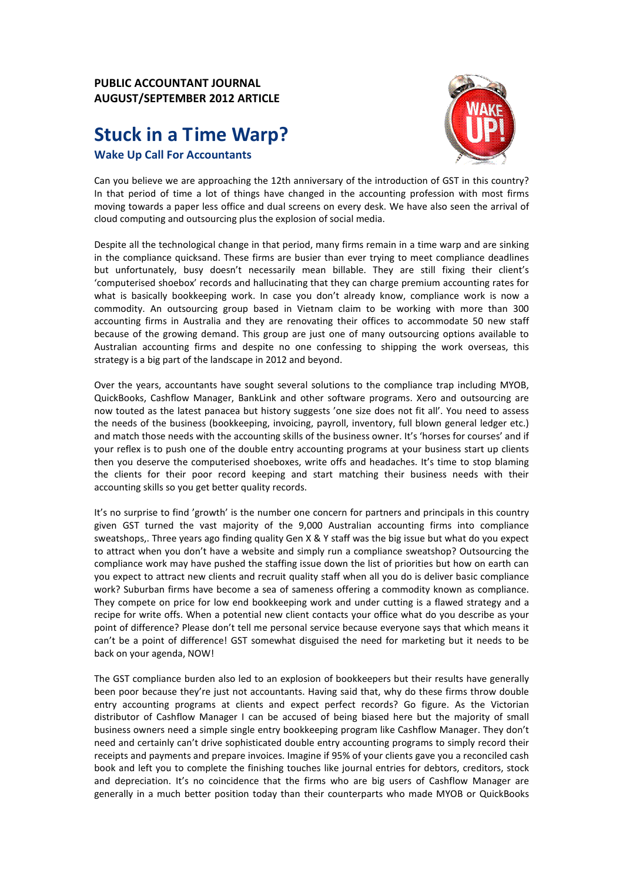**PUBLIC ACCOUNTANT JOURNAL**
**AUGUST/SEPTEMBER 2012 ARTICLE**

# Stuck in a Time Warp?

### Wake Up Call For Accountants

Can you believe we are approaching the 12th anniversary of the introduction of GST in this country? In that period of time a lot of things have changed in the accounting profession with most firms moving towards a paper less office and dual screens on every desk. We have also seen the arrival of cloud computing and outsourcing plus the explosion of social media.

Despite all the technological change in that period, many firms remain in a time warp and are sinking in the compliance quicksand. These firms are busier than ever trying to meet compliance deadlines but unfortunately, busy doesn't necessarily mean billable. They are still fixing their client's 'computerised shoebox' records and hallucinating that they can charge premium accounting rates for what is basically bookkeeping work. In case you don't already know, compliance work is now a commodity. An outsourcing group based in Vietnam claim to be working with more than 300 accounting firms in Australia and they are renovating their offices to accommodate 50 new staff because of the growing demand. This group are just one of many outsourcing options available to Australian accounting firms and despite no one confessing to shipping the work overseas, this strategy is a big part of the landscape in 2012 and beyond.

Over the years, accountants have sought several solutions to the compliance trap including MYOB, QuickBooks, Cashflow Manager, BankLink and other software programs. Xero and outsourcing are now touted as the latest panacea but history suggests 'one size does not fit all'. You need to assess the needs of the business (bookkeeping, invoicing, payroll, inventory, full blown general ledger etc.) and match those needs with the accounting skills of the business owner. It's 'horses for courses' and if your reflex is to push one of the double entry accounting programs at your business start up clients then you deserve the computerised shoeboxes, write offs and headaches. It's time to stop blaming the clients for their poor record keeping and start matching their business needs with their accounting skills so you get better quality records.

It's no surprise to find 'growth' is the number one concern for partners and principals in this country given GST turned the vast majority of the 9,000 Australian accounting firms into compliance sweatshops,. Three years ago finding quality Gen X & Y staff was the big issue but what do you expect to attract when you don't have a website and simply run a compliance sweatshop? Outsourcing the compliance work may have pushed the staffing issue down the list of priorities but how on earth can you expect to attract new clients and recruit quality staff when all you do is deliver basic compliance work? Suburban firms have become a sea of sameness offering a commodity known as compliance. They compete on price for low end bookkeeping work and under cutting is a flawed strategy and a recipe for write offs. When a potential new client contacts your office what do you describe as your point of difference? Please don't tell me personal service because everyone says that which means it can't be a point of difference! GST somewhat disguised the need for marketing but it needs to be back on your agenda, NOW!

The GST compliance burden also led to an explosion of bookkeepers but their results have generally been poor because they're just not accountants. Having said that, why do these firms throw double entry accounting programs at clients and expect perfect records? Go figure. As the Victorian distributor of Cashflow Manager I can be accused of being biased here but the majority of small business owners need a simple single entry bookkeeping program like Cashflow Manager. They don't need and certainly can't drive sophisticated double entry accounting programs to simply record their receipts and payments and prepare invoices. Imagine if 95% of your clients gave you a reconciled cash book and left you to complete the finishing touches like journal entries for debtors, creditors, stock and depreciation. It's no coincidence that the firms who are big users of Cashflow Manager are generally in a much better position today than their counterparts who made MYOB or QuickBooks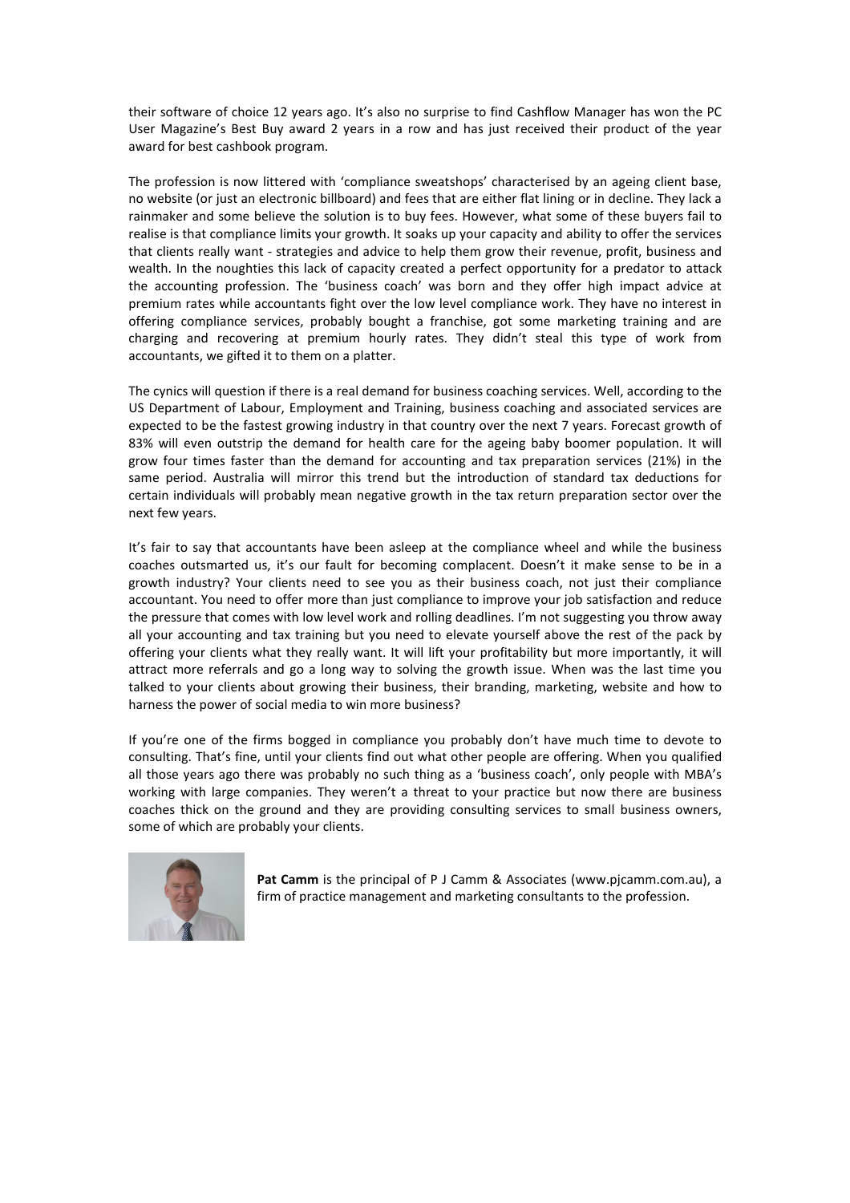their software of choice 12 years ago. It's also no surprise to find Cashflow Manager has won the PC User Magazine's Best Buy award 2 years in a row and has just received their product of the year award for best cashbook program.

The profession is now littered with 'compliance sweatshops' characterised by an ageing client base, no website (or just an electronic billboard) and fees that are either flat lining or in decline. They lack a rainmaker and some believe the solution is to buy fees. However, what some of these buyers fail to realise is that compliance limits your growth. It soaks up your capacity and ability to offer the services that clients really want - strategies and advice to help them grow their revenue, profit, business and wealth. In the noughties this lack of capacity created a perfect opportunity for a predator to attack the accounting profession. The 'business coach' was born and they offer high impact advice at premium rates while accountants fight over the low level compliance work. They have no interest in offering compliance services, probably bought a franchise, got some marketing training and are charging and recovering at premium hourly rates. They didn't steal this type of work from accountants, we gifted it to them on a platter.

The cynics will question if there is a real demand for business coaching services. Well, according to the US Department of Labour, Employment and Training, business coaching and associated services are expected to be the fastest growing industry in that country over the next 7 years. Forecast growth of 83% will even outstrip the demand for health care for the ageing baby boomer population. It will grow four times faster than the demand for accounting and tax preparation services (21%) in the same period. Australia will mirror this trend but the introduction of standard tax deductions for certain individuals will probably mean negative growth in the tax return preparation sector over the next few years.

It's fair to say that accountants have been asleep at the compliance wheel and while the business coaches outsmarted us, it's our fault for becoming complacent. Doesn't it make sense to be in a growth industry? Your clients need to see you as their business coach, not just their compliance accountant. You need to offer more than just compliance to improve your job satisfaction and reduce the pressure that comes with low level work and rolling deadlines. I'm not suggesting you throw away all your accounting and tax training but you need to elevate yourself above the rest of the pack by offering your clients what they really want. It will lift your profitability but more importantly, it will attract more referrals and go a long way to solving the growth issue. When was the last time you talked to your clients about growing their business, their branding, marketing, website and how to harness the power of social media to win more business?

If you're one of the firms bogged in compliance you probably don't have much time to devote to consulting. That's fine, until your clients find out what other people are offering. When you qualified all those years ago there was probably no such thing as a 'business coach', only people with MBA's working with large companies. They weren't a threat to your practice but now there are business coaches thick on the ground and they are providing consulting services to small business owners, some of which are probably your clients.

**Pat Camm** is the principal of P J Camm & Associates (www.pjcamm.com.au), a firm of practice management and marketing consultants to the profession.